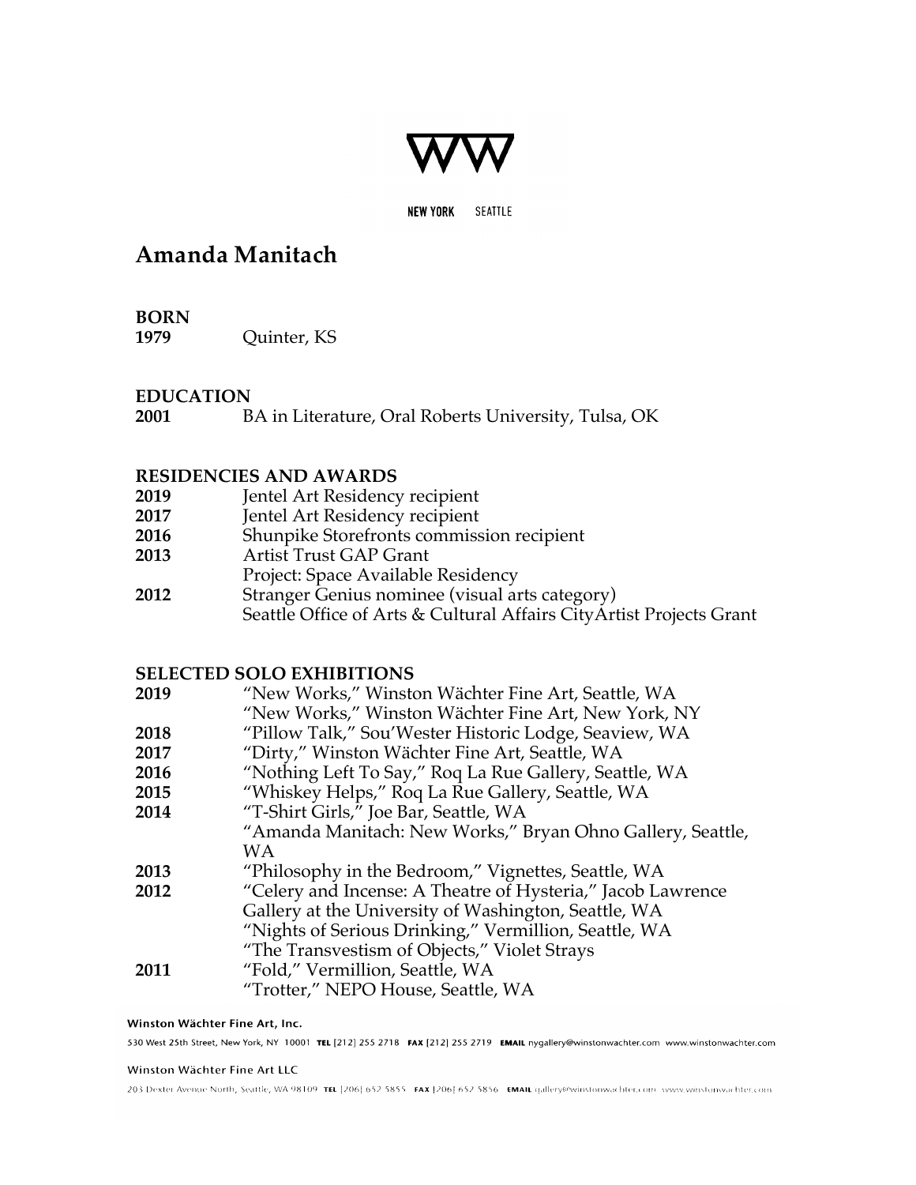NEW YORK SEATTLE

# Amanda Manitach

## BORN

**1979** Quinter, KS

## EDUCATION

**2001** BA in Literature, Oral Roberts University, Tulsa, OK

## RESIDENCIES AND AWARDS

**2019** Jentel Art Residency recipient
**2017** Jentel Art Residency recipient
**2016** Shunpike Storefronts commission recipient
**2013** Artist Trust GAP Grant
Project: Space Available Residency
**2012** Stranger Genius nominee (visual arts category)
Seattle Office of Arts & Cultural Affairs CityArtist Projects Grant

## SELECTED SOLO EXHIBITIONS

**2019** "New Works," Winston Wächter Fine Art, Seattle, WA
"New Works," Winston Wächter Fine Art, New York, NY
**2018** "Pillow Talk," Sou'Wester Historic Lodge, Seaview, WA
**2017** "Dirty," Winston Wächter Fine Art, Seattle, WA
**2016** "Nothing Left To Say," Roq La Rue Gallery, Seattle, WA
**2015** "Whiskey Helps," Roq La Rue Gallery, Seattle, WA
**2014** "T-Shirt Girls," Joe Bar, Seattle, WA
"Amanda Manitach: New Works," Bryan Ohno Gallery, Seattle, WA
**2013** "Philosophy in the Bedroom," Vignettes, Seattle, WA
**2012** "Celery and Incense: A Theatre of Hysteria," Jacob Lawrence Gallery at the University of Washington, Seattle, WA
"Nights of Serious Drinking," Vermillion, Seattle, WA
"The Transvestism of Objects," Violet Strays
**2011** "Fold," Vermillion, Seattle, WA
"Trotter," NEPO House, Seattle, WA

**Winston Wächter Fine Art, Inc.**
530 West 25th Street, New York, NY 10001 **TEL** [212] 255 2718 **FAX** [212] 255 2719 **EMAIL** nygallery@winstonwachter.com www.winstonwachter.com

Winston Wächter Fine Art LLC
203 Dexter Avenue North, Seattle, WA 98109 **TEL** [206] 652 5855 **FAX** [206] 652 5856 **EMAIL** gallery@winstonwachter.com www.winstonwachter.com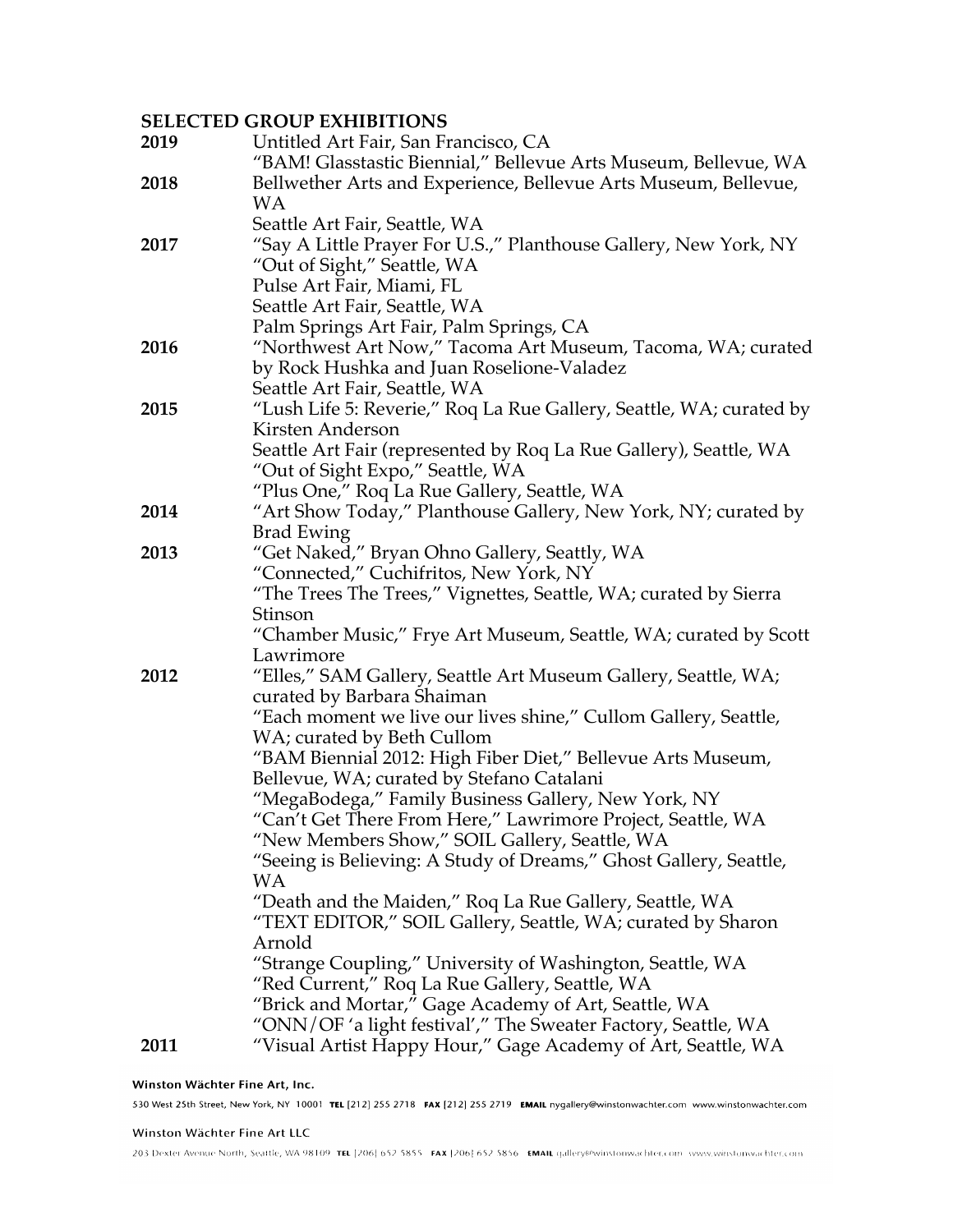## SELECTED GROUP EXHIBITIONS

**2019**
- Untitled Art Fair, San Francisco, CA
- "BAM! Glasstastic Biennial," Bellevue Arts Museum, Bellevue, WA

**2018**
- Bellwether Arts and Experience, Bellevue Arts Museum, Bellevue, WA
- Seattle Art Fair, Seattle, WA

**2017**
- "Say A Little Prayer For U.S.," Planthouse Gallery, New York, NY
- "Out of Sight," Seattle, WA
- Pulse Art Fair, Miami, FL
- Seattle Art Fair, Seattle, WA
- Palm Springs Art Fair, Palm Springs, CA

**2016**
- "Northwest Art Now," Tacoma Art Museum, Tacoma, WA; curated by Rock Hushka and Juan Roselione-Valadez
- Seattle Art Fair, Seattle, WA

**2015**
- "Lush Life 5: Reverie," Roq La Rue Gallery, Seattle, WA; curated by Kirsten Anderson
- Seattle Art Fair (represented by Roq La Rue Gallery), Seattle, WA
- "Out of Sight Expo," Seattle, WA
- "Plus One," Roq La Rue Gallery, Seattle, WA

**2014**
- "Art Show Today," Planthouse Gallery, New York, NY; curated by Brad Ewing

**2013**
- "Get Naked," Bryan Ohno Gallery, Seattly, WA
- "Connected," Cuchifritos, New York, NY
- "The Trees The Trees," Vignettes, Seattle, WA; curated by Sierra Stinson
- "Chamber Music," Frye Art Museum, Seattle, WA; curated by Scott Lawrimore

**2012**
- "Elles," SAM Gallery, Seattle Art Museum Gallery, Seattle, WA; curated by Barbara Shaiman
- "Each moment we live our lives shine," Cullom Gallery, Seattle, WA; curated by Beth Cullom
- "BAM Biennial 2012: High Fiber Diet," Bellevue Arts Museum, Bellevue, WA; curated by Stefano Catalani
- "MegaBodega," Family Business Gallery, New York, NY
- "Can't Get There From Here," Lawrimore Project, Seattle, WA
- "New Members Show," SOIL Gallery, Seattle, WA
- "Seeing is Believing: A Study of Dreams," Ghost Gallery, Seattle, WA
- "Death and the Maiden," Roq La Rue Gallery, Seattle, WA
- "TEXT EDITOR," SOIL Gallery, Seattle, WA; curated by Sharon Arnold
- "Strange Coupling," University of Washington, Seattle, WA
- "Red Current," Roq La Rue Gallery, Seattle, WA
- "Brick and Mortar," Gage Academy of Art, Seattle, WA
- "ONN/OF 'a light festival'," The Sweater Factory, Seattle, WA

**2011**
- "Visual Artist Happy Hour," Gage Academy of Art, Seattle, WA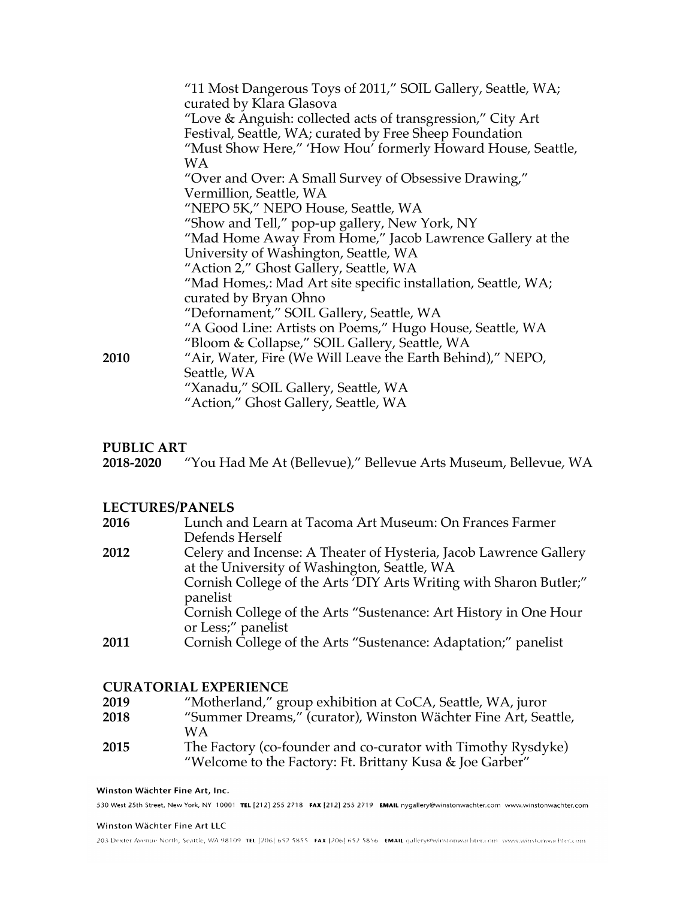“11 Most Dangerous Toys of 2011,” SOIL Gallery, Seattle, WA; curated by Klara Glasova
“Love & Anguish: collected acts of transgression,” City Art Festival, Seattle, WA; curated by Free Sheep Foundation
“Must Show Here,” ‘How Hou’ formerly Howard House, Seattle, WA
“Over and Over: A Small Survey of Obsessive Drawing,” Vermillion, Seattle, WA
“NEPO 5K,” NEPO House, Seattle, WA
“Show and Tell,” pop-up gallery, New York, NY
“Mad Home Away From Home,” Jacob Lawrence Gallery at the University of Washington, Seattle, WA
“Action 2,” Ghost Gallery, Seattle, WA
“Mad Homes,: Mad Art site specific installation, Seattle, WA; curated by Bryan Ohno
“Defornament,” SOIL Gallery, Seattle, WA
“A Good Line: Artists on Poems,” Hugo House, Seattle, WA
“Bloom & Collapse,” SOIL Gallery, Seattle, WA

**2010** “Air, Water, Fire (We Will Leave the Earth Behind),” NEPO, Seattle, WA
“Xanadu,” SOIL Gallery, Seattle, WA
“Action,” Ghost Gallery, Seattle, WA

## PUBLIC ART

**2018-2020** “You Had Me At (Bellevue),” Bellevue Arts Museum, Bellevue, WA

## LECTURES/PANELS

**2016** Lunch and Learn at Tacoma Art Museum: On Frances Farmer Defends Herself

**2012** Celery and Incense: A Theater of Hysteria, Jacob Lawrence Gallery at the University of Washington, Seattle, WA
Cornish College of the Arts ‘DIY Arts Writing with Sharon Butler;” panelist
Cornish College of the Arts “Sustenance: Art History in One Hour or Less;” panelist

**2011** Cornish College of the Arts “Sustenance: Adaptation;” panelist

## CURATORIAL EXPERIENCE

**2019** “Motherland,” group exhibition at CoCA, Seattle, WA, juror

**2018** “Summer Dreams,” (curator), Winston Wächter Fine Art, Seattle, WA

**2015** The Factory (co-founder and co-curator with Timothy Rysdyke)
“Welcome to the Factory: Ft. Brittany Kusa & Joe Garber”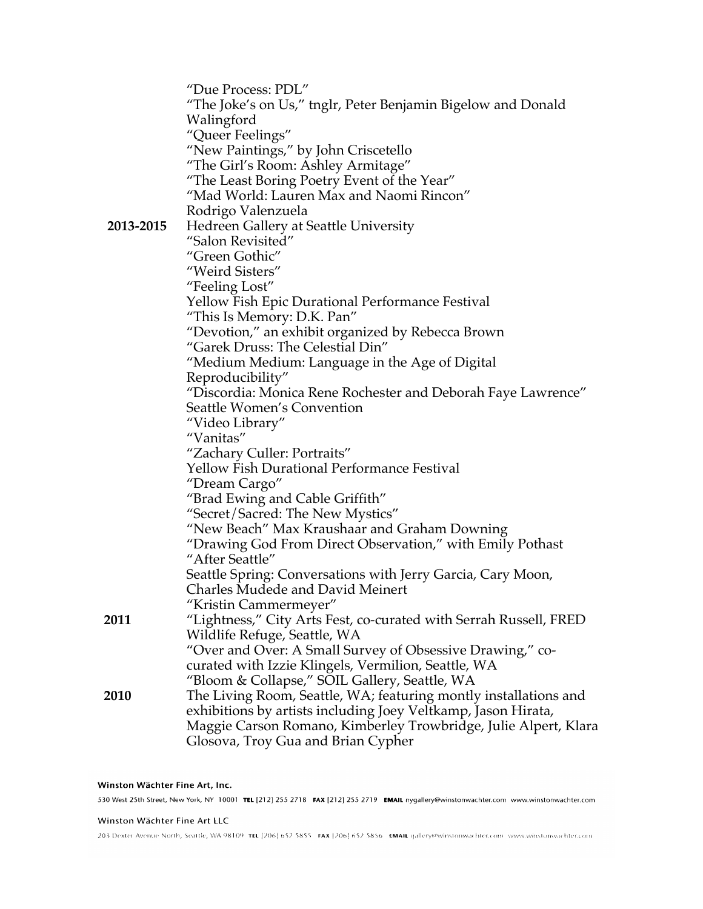"Due Process: PDL"
"The Joke's on Us," tnglr, Peter Benjamin Bigelow and Donald Walingford
"Queer Feelings"
"New Paintings," by John Criscetello
"The Girl's Room: Ashley Armitage"
"The Least Boring Poetry Event of the Year"
"Mad World: Lauren Max and Naomi Rincon"
Rodrigo Valenzuela

**2013-2015** Hedreen Gallery at Seattle University
"Salon Revisited"
"Green Gothic"
"Weird Sisters"
"Feeling Lost"
Yellow Fish Epic Durational Performance Festival
"This Is Memory: D.K. Pan"
"Devotion," an exhibit organized by Rebecca Brown
"Garek Druss: The Celestial Din"
"Medium Medium: Language in the Age of Digital Reproducibility"
"Discordia: Monica Rene Rochester and Deborah Faye Lawrence"
Seattle Women's Convention
"Video Library"
"Vanitas"
"Zachary Culler: Portraits"
Yellow Fish Durational Performance Festival
"Dream Cargo"
"Brad Ewing and Cable Griffith"
"Secret/Sacred: The New Mystics"
"New Beach" Max Kraushaar and Graham Downing
"Drawing God From Direct Observation," with Emily Pothast
"After Seattle"
Seattle Spring: Conversations with Jerry Garcia, Cary Moon, Charles Mudede and David Meinert
"Kristin Cammermeyer"

**2011** "Lightness," City Arts Fest, co-curated with Serrah Russell, FRED Wildlife Refuge, Seattle, WA
"Over and Over: A Small Survey of Obsessive Drawing," co-curated with Izzie Klingels, Vermilion, Seattle, WA
"Bloom & Collapse," SOIL Gallery, Seattle, WA

**2010** The Living Room, Seattle, WA; featuring montly installations and exhibitions by artists including Joey Veltkamp, Jason Hirata, Maggie Carson Romano, Kimberley Trowbridge, Julie Alpert, Klara Glosova, Troy Gua and Brian Cypher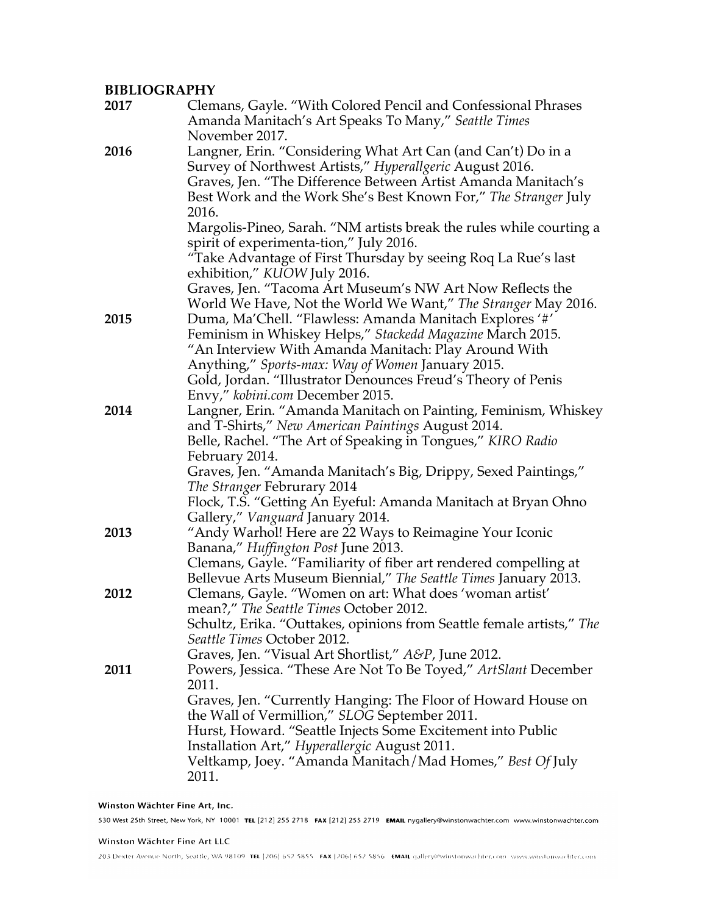**BIBLIOGRAPHY**

**2017**

Clemans, Gayle. "With Colored Pencil and Confessional Phrases Amanda Manitach's Art Speaks To Many," *Seattle Times* November 2017.

**2016**

Langner, Erin. "Considering What Art Can (and Can't) Do in a Survey of Northwest Artists," *Hyperallgeric* August 2016.

Graves, Jen. "The Difference Between Artist Amanda Manitach's Best Work and the Work She's Best Known For," *The Stranger* July 2016.

Margolis-Pineo, Sarah. "NM artists break the rules while courting a spirit of experimenta-tion," July 2016.

"Take Advantage of First Thursday by seeing Roq La Rue's last exhibition," *KUOW* July 2016.

Graves, Jen. "Tacoma Art Museum's NW Art Now Reflects the World We Have, Not the World We Want," *The Stranger* May 2016.

**2015**

Duma, Ma'Chell. "Flawless: Amanda Manitach Explores '#' Feminism in Whiskey Helps," *Stackedd Magazine* March 2015.

"An Interview With Amanda Manitach: Play Around With Anything," *Sports-max: Way of Women* January 2015.

Gold, Jordan. "Illustrator Denounces Freud's Theory of Penis Envy," *kobini.com* December 2015.

**2014**

Langner, Erin. "Amanda Manitach on Painting, Feminism, Whiskey and T-Shirts," *New American Paintings* August 2014.

Belle, Rachel. "The Art of Speaking in Tongues," *KIRO Radio* February 2014.

Graves, Jen. "Amanda Manitach's Big, Drippy, Sexed Paintings," *The Stranger* Februrary 2014

Flock, T.S. "Getting An Eyeful: Amanda Manitach at Bryan Ohno Gallery," *Vanguard* January 2014.

**2013**

"Andy Warhol! Here are 22 Ways to Reimagine Your Iconic Banana," *Huffington Post* June 2013.

Clemans, Gayle. "Familiarity of fiber art rendered compelling at Bellevue Arts Museum Biennial," *The Seattle Times* January 2013.

**2012**

Clemans, Gayle. "Women on art: What does 'woman artist' mean?," *The Seattle Times* October 2012.

Schultz, Erika. "Outtakes, opinions from Seattle female artists," *The Seattle Times* October 2012.

Graves, Jen. "Visual Art Shortlist," *A&P*, June 2012.

**2011**

Powers, Jessica. "These Are Not To Be Toyed," *ArtSlant* December 2011.

Graves, Jen. "Currently Hanging: The Floor of Howard House on the Wall of Vermillion," *SLOG* September 2011.

Hurst, Howard. "Seattle Injects Some Excitement into Public Installation Art," *Hyperallergic* August 2011.

Veltkamp, Joey. "Amanda Manitach/Mad Homes," *Best Of* July 2011.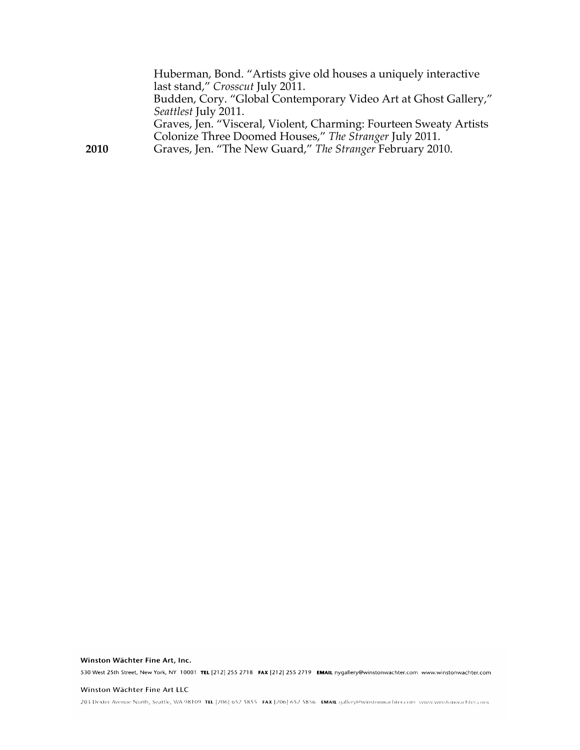Huberman, Bond. "Artists give old houses a uniquely interactive last stand," *Crosscut* July 2011.

Budden, Cory. "Global Contemporary Video Art at Ghost Gallery," *Seattlest* July 2011.

Graves, Jen. "Visceral, Violent, Charming: Fourteen Sweaty Artists Colonize Three Doomed Houses," *The Stranger* July 2011.

**2010** Graves, Jen. "The New Guard," *The Stranger* February 2010.